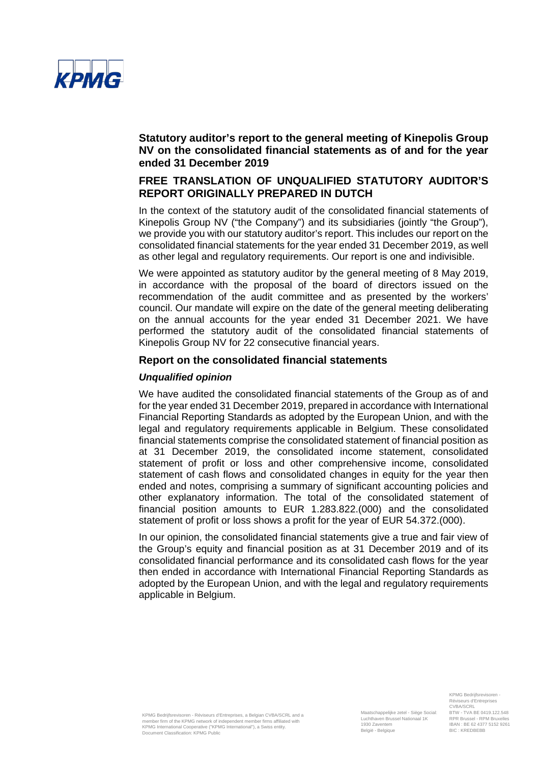## Statutory auditor's report to the general meeting of Kinepolis Group NV on the consolidated financial statements as of and for the year ended 31 December 2019

## FREE TRANSLATION OF UNQUALIFIED STATUTORY AUDITOR'S REPORT ORIGINALLY PREPARED IN DUTCH

In the context of the statutory audit of the consolidated financial statements of Kinepolis Group NV ("the Company") and its subsidiaries (jointly "the Group"), we provide you with our statutory auditor's report. This includes our report on the consolidated financial statements for the year ended 31 December 2019, as well as other legal and regulatory requirements. Our report is one and indivisible.

We were appointed as statutory auditor by the general meeting of 8 May 2019, in accordance with the proposal of the board of directors issued on the recommendation of the audit committee and as presented by the workers' council. Our mandate will expire on the date of the general meeting deliberating on the annual accounts for the year ended 31 December 2021. We have performed the statutory audit of the consolidated financial statements of Kinepolis Group NV for 22 consecutive financial years.

### Report on the consolidated financial statements

#### *Unqualified opinion*

We have audited the consolidated financial statements of the Group as of and for the year ended 31 December 2019, prepared in accordance with International Financial Reporting Standards as adopted by the European Union, and with the legal and regulatory requirements applicable in Belgium. These consolidated financial statements comprise the consolidated statement of financial position as at 31 December 2019, the consolidated income statement, consolidated statement of profit or loss and other comprehensive income, consolidated statement of cash flows and consolidated changes in equity for the year then ended and notes, comprising a summary of significant accounting policies and other explanatory information. The total of the consolidated statement of financial position amounts to EUR 1.283.822.(000) and the consolidated statement of profit or loss shows a profit for the year of EUR 54.372.(000).

In our opinion, the consolidated financial statements give a true and fair view of the Group's equity and financial position as at 31 December 2019 and of its consolidated financial performance and its consolidated cash flows for the year then ended in accordance with International Financial Reporting Standards as adopted by the European Union, and with the legal and regulatory requirements applicable in Belgium.

KPMG Bedrijfsrevisoren - Réviseurs d'Entreprises, a Belgian CVBA/SCRL and a member firm of the KPMG network of independent member firms affiliated with KPMG International Cooperative ("KPMG International"), a Swiss entity. Document Classification: KPMG Public

Maatschappelijke zetel - Siège Social: Luchthaven Brussel Nationaal 1K 1930 Zaventem België - Belgique

KPMG Bedrijfsrevisoren - Réviseurs d'Entreprises CVBA/SCRL BTW - TVA BE 0419.122.548 RPR Brussel - RPM Bruxelles IBAN : BE 62 4377 5152 9261 BIC : KREDBEBB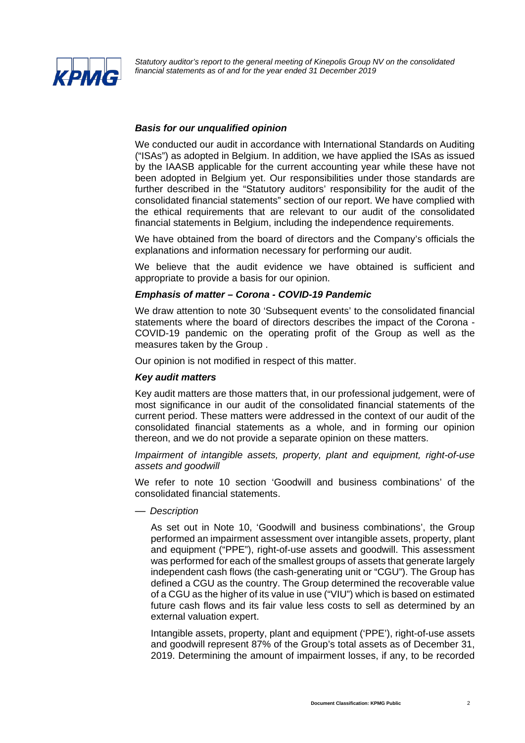### *Basis for our unqualified opinion*

We conducted our audit in accordance with International Standards on Auditing ("ISAs") as adopted in Belgium. In addition, we have applied the ISAs as issued by the IAASB applicable for the current accounting year while these have not been adopted in Belgium yet. Our responsibilities under those standards are further described in the "Statutory auditors' responsibility for the audit of the consolidated financial statements" section of our report. We have complied with the ethical requirements that are relevant to our audit of the consolidated financial statements in Belgium, including the independence requirements.

We have obtained from the board of directors and the Company's officials the explanations and information necessary for performing our audit.

We believe that the audit evidence we have obtained is sufficient and appropriate to provide a basis for our opinion.

### *Emphasis of matter – Corona - COVID-19 Pandemic*

We draw attention to note 30 'Subsequent events' to the consolidated financial statements where the board of directors describes the impact of the Corona - COVID-19 pandemic on the operating profit of the Group as well as the measures taken by the Group .

Our opinion is not modified in respect of this matter.

### *Key audit matters*

Key audit matters are those matters that, in our professional judgement, were of most significance in our audit of the consolidated financial statements of the current period. These matters were addressed in the context of our audit of the consolidated financial statements as a whole, and in forming our opinion thereon, and we do not provide a separate opinion on these matters.

*Impairment of intangible assets, property, plant and equipment, right-of-use assets and goodwill*

We refer to note 10 section 'Goodwill and business combinations' of the consolidated financial statements.

— *Description*

  As set out in Note 10, 'Goodwill and business combinations', the Group performed an impairment assessment over intangible assets, property, plant and equipment ("PPE"), right-of-use assets and goodwill. This assessment was performed for each of the smallest groups of assets that generate largely independent cash flows (the cash-generating unit or "CGU"). The Group has defined a CGU as the country. The Group determined the recoverable value of a CGU as the higher of its value in use ("VIU") which is based on estimated future cash flows and its fair value less costs to sell as determined by an external valuation expert.

  Intangible assets, property, plant and equipment ('PPE'), right-of-use assets and goodwill represent 87% of the Group's total assets as of December 31, 2019. Determining the amount of impairment losses, if any, to be recorded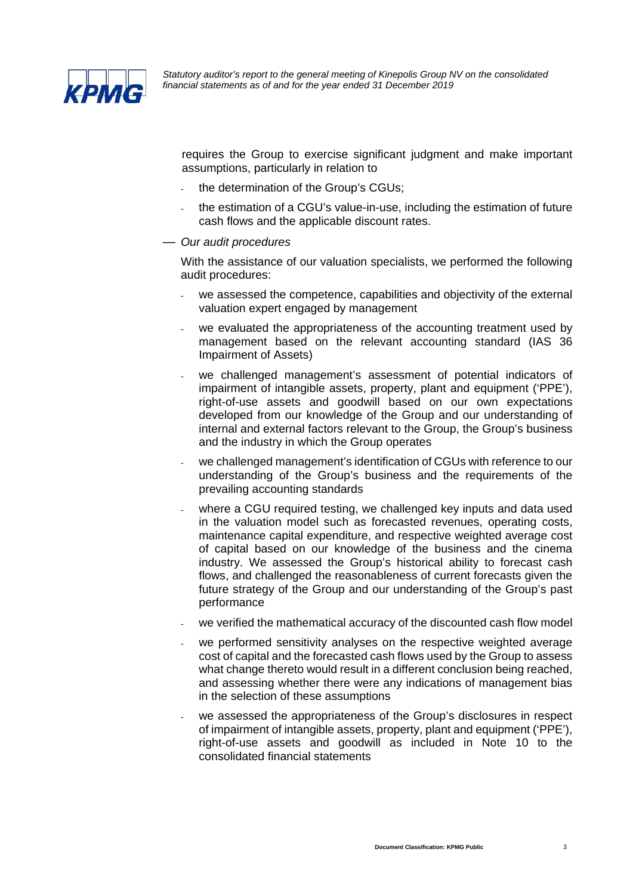requires the Group to exercise significant judgment and make important assumptions, particularly in relation to

- the determination of the Group's CGUs;
- the estimation of a CGU's value-in-use, including the estimation of future cash flows and the applicable discount rates.

— *Our audit procedures*

With the assistance of our valuation specialists, we performed the following audit procedures:

- we assessed the competence, capabilities and objectivity of the external valuation expert engaged by management
- we evaluated the appropriateness of the accounting treatment used by management based on the relevant accounting standard (IAS 36 Impairment of Assets)
- we challenged management's assessment of potential indicators of impairment of intangible assets, property, plant and equipment ('PPE'), right-of-use assets and goodwill based on our own expectations developed from our knowledge of the Group and our understanding of internal and external factors relevant to the Group, the Group's business and the industry in which the Group operates
- we challenged management's identification of CGUs with reference to our understanding of the Group's business and the requirements of the prevailing accounting standards
- where a CGU required testing, we challenged key inputs and data used in the valuation model such as forecasted revenues, operating costs, maintenance capital expenditure, and respective weighted average cost of capital based on our knowledge of the business and the cinema industry. We assessed the Group's historical ability to forecast cash flows, and challenged the reasonableness of current forecasts given the future strategy of the Group and our understanding of the Group's past performance
- we verified the mathematical accuracy of the discounted cash flow model
- we performed sensitivity analyses on the respective weighted average cost of capital and the forecasted cash flows used by the Group to assess what change thereto would result in a different conclusion being reached, and assessing whether there were any indications of management bias in the selection of these assumptions
- we assessed the appropriateness of the Group's disclosures in respect of impairment of intangible assets, property, plant and equipment ('PPE'), right-of-use assets and goodwill as included in Note 10 to the consolidated financial statements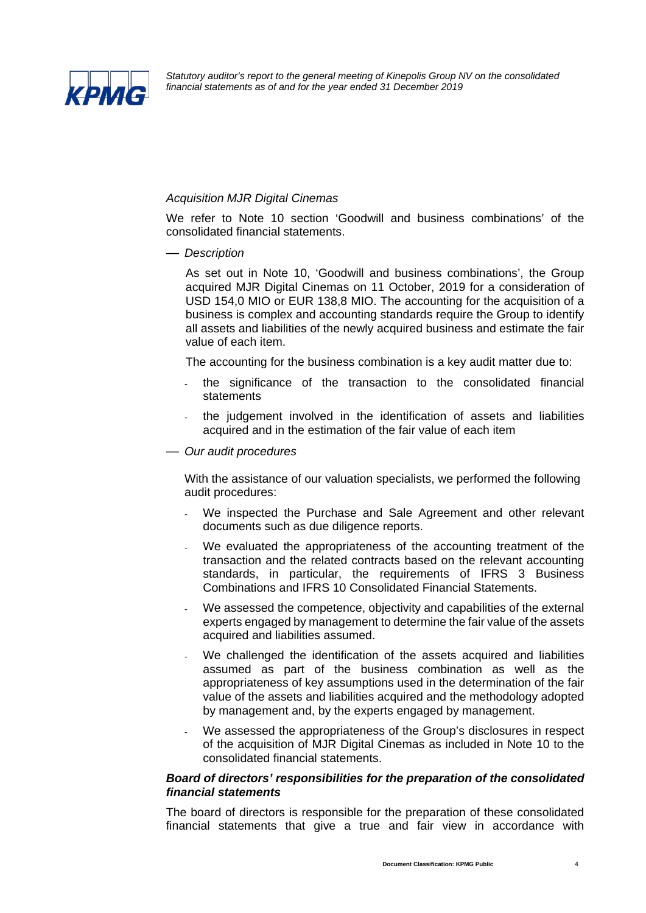*Acquisition MJR Digital Cinemas*

We refer to Note 10 section 'Goodwill and business combinations' of the consolidated financial statements.

— *Description*

As set out in Note 10, 'Goodwill and business combinations', the Group acquired MJR Digital Cinemas on 11 October, 2019 for a consideration of USD 154,0 MIO or EUR 138,8 MIO. The accounting for the acquisition of a business is complex and accounting standards require the Group to identify all assets and liabilities of the newly acquired business and estimate the fair value of each item.

The accounting for the business combination is a key audit matter due to:

- the significance of the transaction to the consolidated financial statements
- the judgement involved in the identification of assets and liabilities acquired and in the estimation of the fair value of each item

— *Our audit procedures*

With the assistance of our valuation specialists, we performed the following audit procedures:

- We inspected the Purchase and Sale Agreement and other relevant documents such as due diligence reports.
- We evaluated the appropriateness of the accounting treatment of the transaction and the related contracts based on the relevant accounting standards, in particular, the requirements of IFRS 3 Business Combinations and IFRS 10 Consolidated Financial Statements.
- We assessed the competence, objectivity and capabilities of the external experts engaged by management to determine the fair value of the assets acquired and liabilities assumed.
- We challenged the identification of the assets acquired and liabilities assumed as part of the business combination as well as the appropriateness of key assumptions used in the determination of the fair value of the assets and liabilities acquired and the methodology adopted by management and, by the experts engaged by management.
- We assessed the appropriateness of the Group's disclosures in respect of the acquisition of MJR Digital Cinemas as included in Note 10 to the consolidated financial statements.

***Board of directors' responsibilities for the preparation of the consolidated financial statements***

The board of directors is responsible for the preparation of these consolidated financial statements that give a true and fair view in accordance with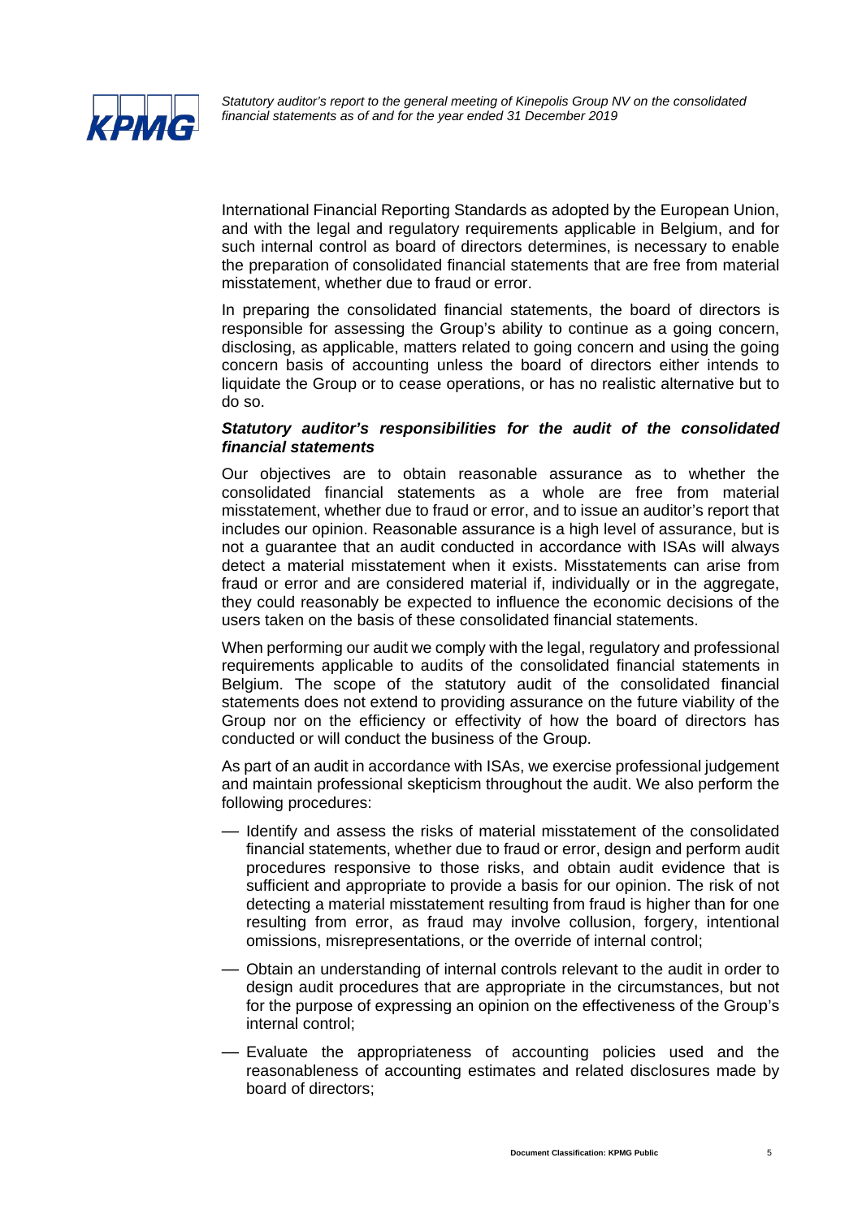International Financial Reporting Standards as adopted by the European Union, and with the legal and regulatory requirements applicable in Belgium, and for such internal control as board of directors determines, is necessary to enable the preparation of consolidated financial statements that are free from material misstatement, whether due to fraud or error.

In preparing the consolidated financial statements, the board of directors is responsible for assessing the Group's ability to continue as a going concern, disclosing, as applicable, matters related to going concern and using the going concern basis of accounting unless the board of directors either intends to liquidate the Group or to cease operations, or has no realistic alternative but to do so.

***Statutory auditor's responsibilities for the audit of the consolidated financial statements***

Our objectives are to obtain reasonable assurance as to whether the consolidated financial statements as a whole are free from material misstatement, whether due to fraud or error, and to issue an auditor's report that includes our opinion. Reasonable assurance is a high level of assurance, but is not a guarantee that an audit conducted in accordance with ISAs will always detect a material misstatement when it exists. Misstatements can arise from fraud or error and are considered material if, individually or in the aggregate, they could reasonably be expected to influence the economic decisions of the users taken on the basis of these consolidated financial statements.

When performing our audit we comply with the legal, regulatory and professional requirements applicable to audits of the consolidated financial statements in Belgium. The scope of the statutory audit of the consolidated financial statements does not extend to providing assurance on the future viability of the Group nor on the efficiency or effectivity of how the board of directors has conducted or will conduct the business of the Group.

As part of an audit in accordance with ISAs, we exercise professional judgement and maintain professional skepticism throughout the audit. We also perform the following procedures:

- Identify and assess the risks of material misstatement of the consolidated financial statements, whether due to fraud or error, design and perform audit procedures responsive to those risks, and obtain audit evidence that is sufficient and appropriate to provide a basis for our opinion. The risk of not detecting a material misstatement resulting from fraud is higher than for one resulting from error, as fraud may involve collusion, forgery, intentional omissions, misrepresentations, or the override of internal control;
- Obtain an understanding of internal controls relevant to the audit in order to design audit procedures that are appropriate in the circumstances, but not for the purpose of expressing an opinion on the effectiveness of the Group's internal control;
- Evaluate the appropriateness of accounting policies used and the reasonableness of accounting estimates and related disclosures made by board of directors;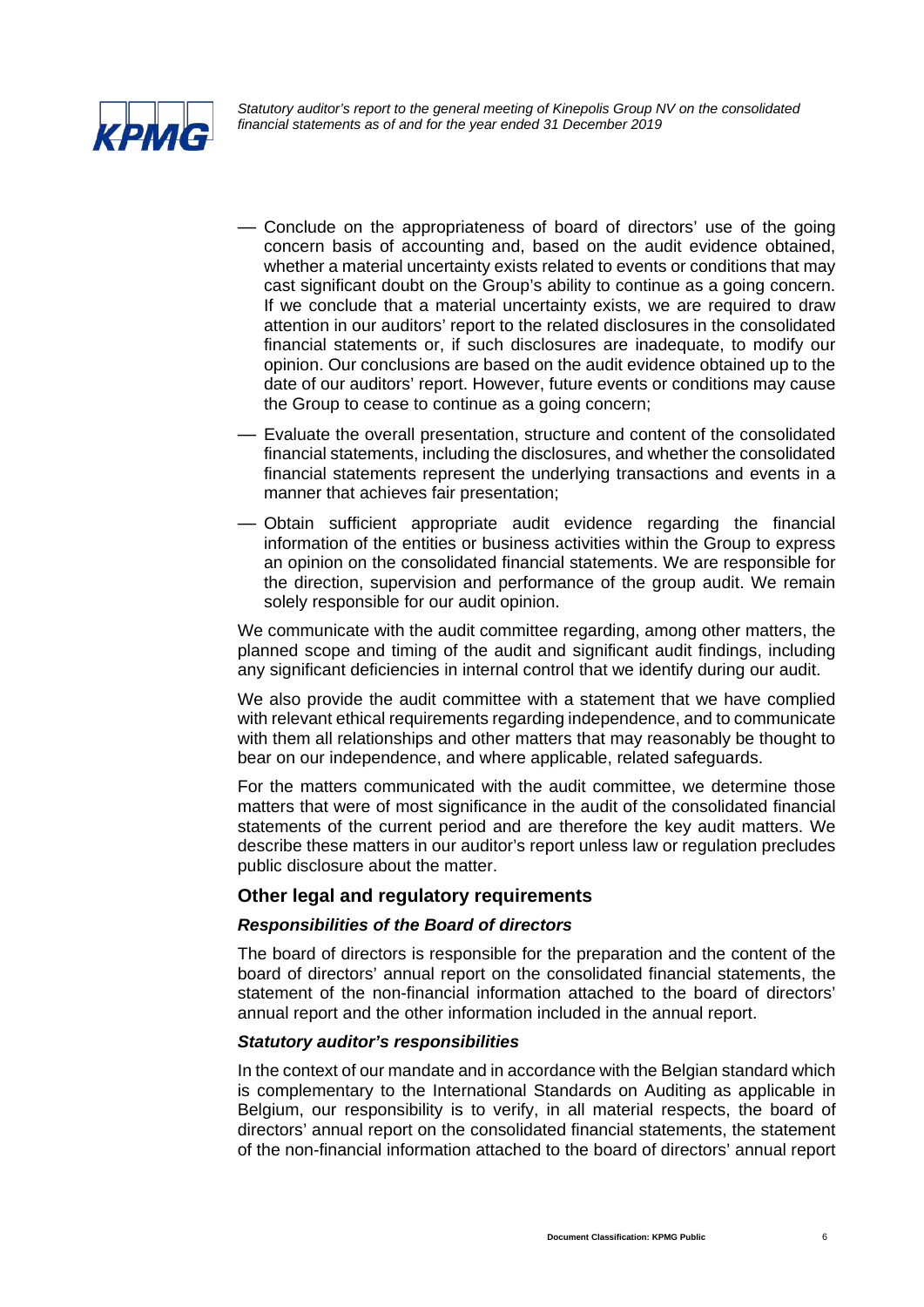- Conclude on the appropriateness of board of directors' use of the going concern basis of accounting and, based on the audit evidence obtained, whether a material uncertainty exists related to events or conditions that may cast significant doubt on the Group's ability to continue as a going concern. If we conclude that a material uncertainty exists, we are required to draw attention in our auditors' report to the related disclosures in the consolidated financial statements or, if such disclosures are inadequate, to modify our opinion. Our conclusions are based on the audit evidence obtained up to the date of our auditors' report. However, future events or conditions may cause the Group to cease to continue as a going concern;
- Evaluate the overall presentation, structure and content of the consolidated financial statements, including the disclosures, and whether the consolidated financial statements represent the underlying transactions and events in a manner that achieves fair presentation;
- Obtain sufficient appropriate audit evidence regarding the financial information of the entities or business activities within the Group to express an opinion on the consolidated financial statements. We are responsible for the direction, supervision and performance of the group audit. We remain solely responsible for our audit opinion.

We communicate with the audit committee regarding, among other matters, the planned scope and timing of the audit and significant audit findings, including any significant deficiencies in internal control that we identify during our audit.

We also provide the audit committee with a statement that we have complied with relevant ethical requirements regarding independence, and to communicate with them all relationships and other matters that may reasonably be thought to bear on our independence, and where applicable, related safeguards.

For the matters communicated with the audit committee, we determine those matters that were of most significance in the audit of the consolidated financial statements of the current period and are therefore the key audit matters. We describe these matters in our auditor's report unless law or regulation precludes public disclosure about the matter.

## Other legal and regulatory requirements

### *Responsibilities of the Board of directors*

The board of directors is responsible for the preparation and the content of the board of directors' annual report on the consolidated financial statements, the statement of the non-financial information attached to the board of directors' annual report and the other information included in the annual report.

### *Statutory auditor's responsibilities*

In the context of our mandate and in accordance with the Belgian standard which is complementary to the International Standards on Auditing as applicable in Belgium, our responsibility is to verify, in all material respects, the board of directors' annual report on the consolidated financial statements, the statement of the non-financial information attached to the board of directors' annual report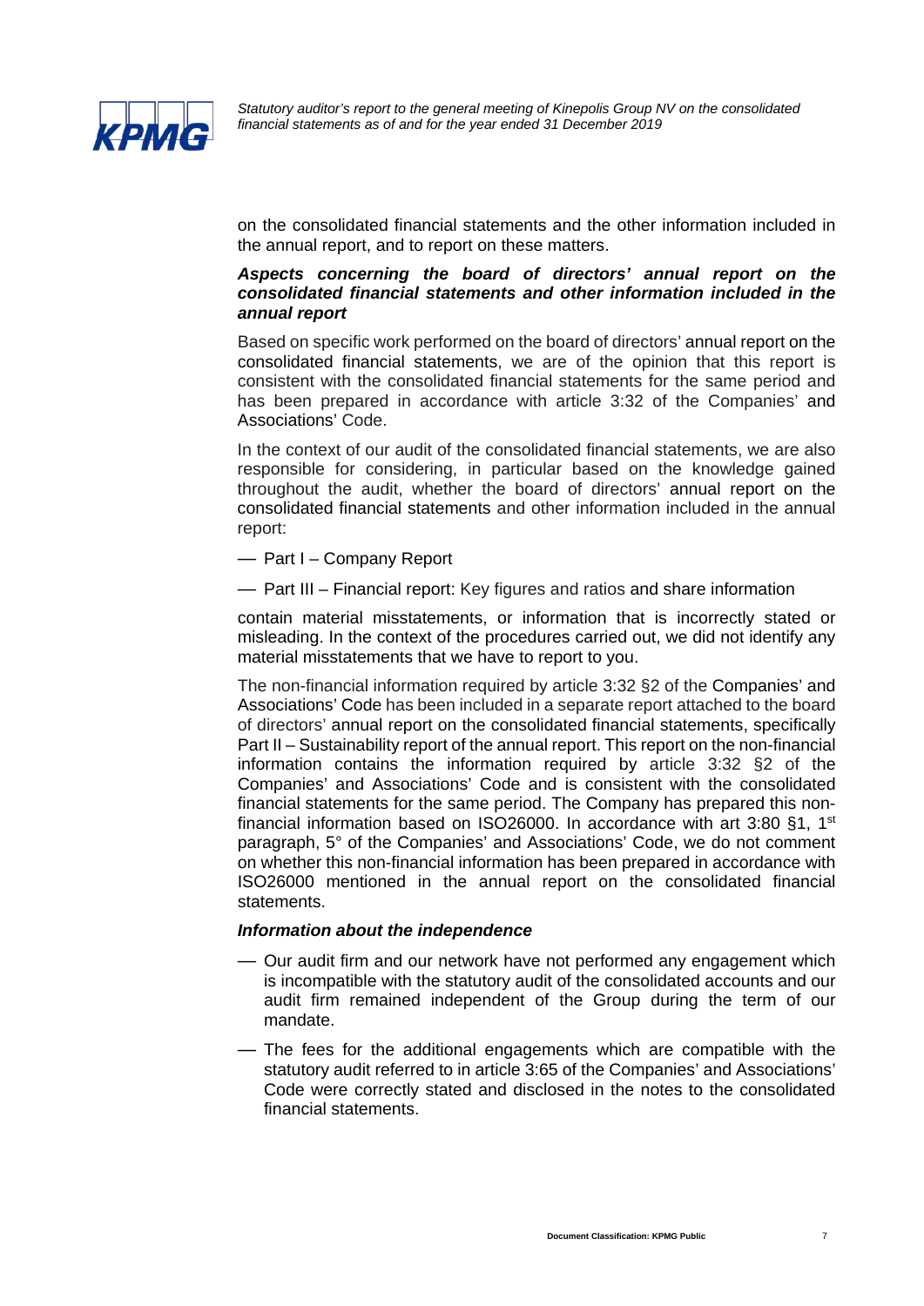on the consolidated financial statements and the other information included in the annual report, and to report on these matters.

***Aspects concerning the board of directors' annual report on the consolidated financial statements and other information included in the annual report***

Based on specific work performed on the board of directors' annual report on the consolidated financial statements, we are of the opinion that this report is consistent with the consolidated financial statements for the same period and has been prepared in accordance with article 3:32 of the Companies' and Associations' Code.

In the context of our audit of the consolidated financial statements, we are also responsible for considering, in particular based on the knowledge gained throughout the audit, whether the board of directors' annual report on the consolidated financial statements and other information included in the annual report:

- Part I – Company Report
- Part III – Financial report: Key figures and ratios and share information

contain material misstatements, or information that is incorrectly stated or misleading. In the context of the procedures carried out, we did not identify any material misstatements that we have to report to you.

The non-financial information required by article 3:32 §2 of the Companies' and Associations' Code has been included in a separate report attached to the board of directors' annual report on the consolidated financial statements, specifically Part II – Sustainability report of the annual report. This report on the non-financial information contains the information required by article 3:32 §2 of the Companies' and Associations' Code and is consistent with the consolidated financial statements for the same period. The Company has prepared this non-financial information based on ISO26000. In accordance with art 3:80 §1, 1st paragraph, 5° of the Companies' and Associations' Code, we do not comment on whether this non-financial information has been prepared in accordance with ISO26000 mentioned in the annual report on the consolidated financial statements.

***Information about the independence***

- Our audit firm and our network have not performed any engagement which is incompatible with the statutory audit of the consolidated accounts and our audit firm remained independent of the Group during the term of our mandate.
- The fees for the additional engagements which are compatible with the statutory audit referred to in article 3:65 of the Companies' and Associations' Code were correctly stated and disclosed in the notes to the consolidated financial statements.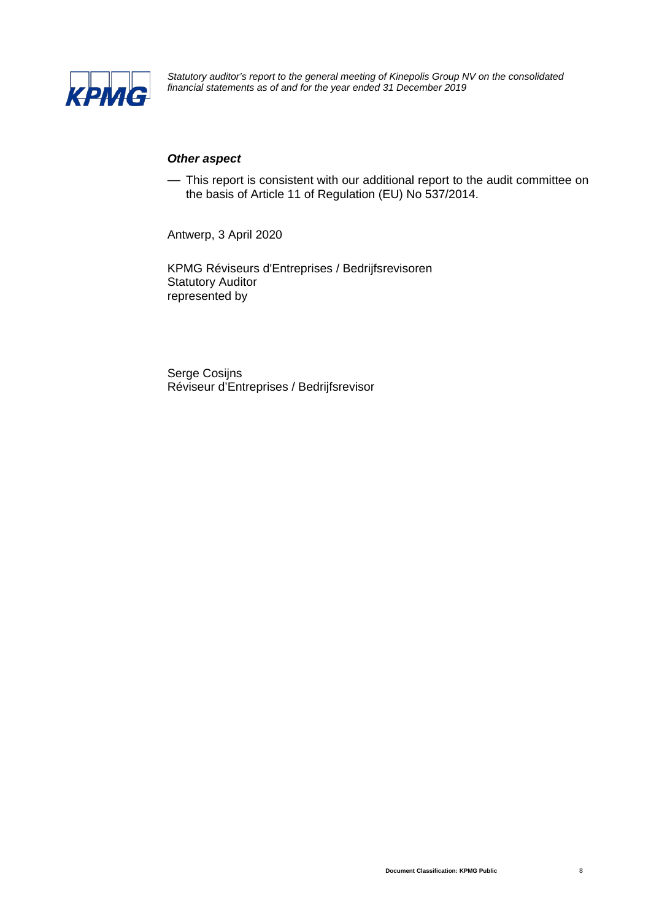### *Other aspect*

— This report is consistent with our additional report to the audit committee on the basis of Article 11 of Regulation (EU) No 537/2014.

Antwerp, 3 April 2020

KPMG Réviseurs d'Entreprises / Bedrijfsrevisoren
Statutory Auditor
represented by

Serge Cosijns
Réviseur d'Entreprises / Bedrijfsrevisor